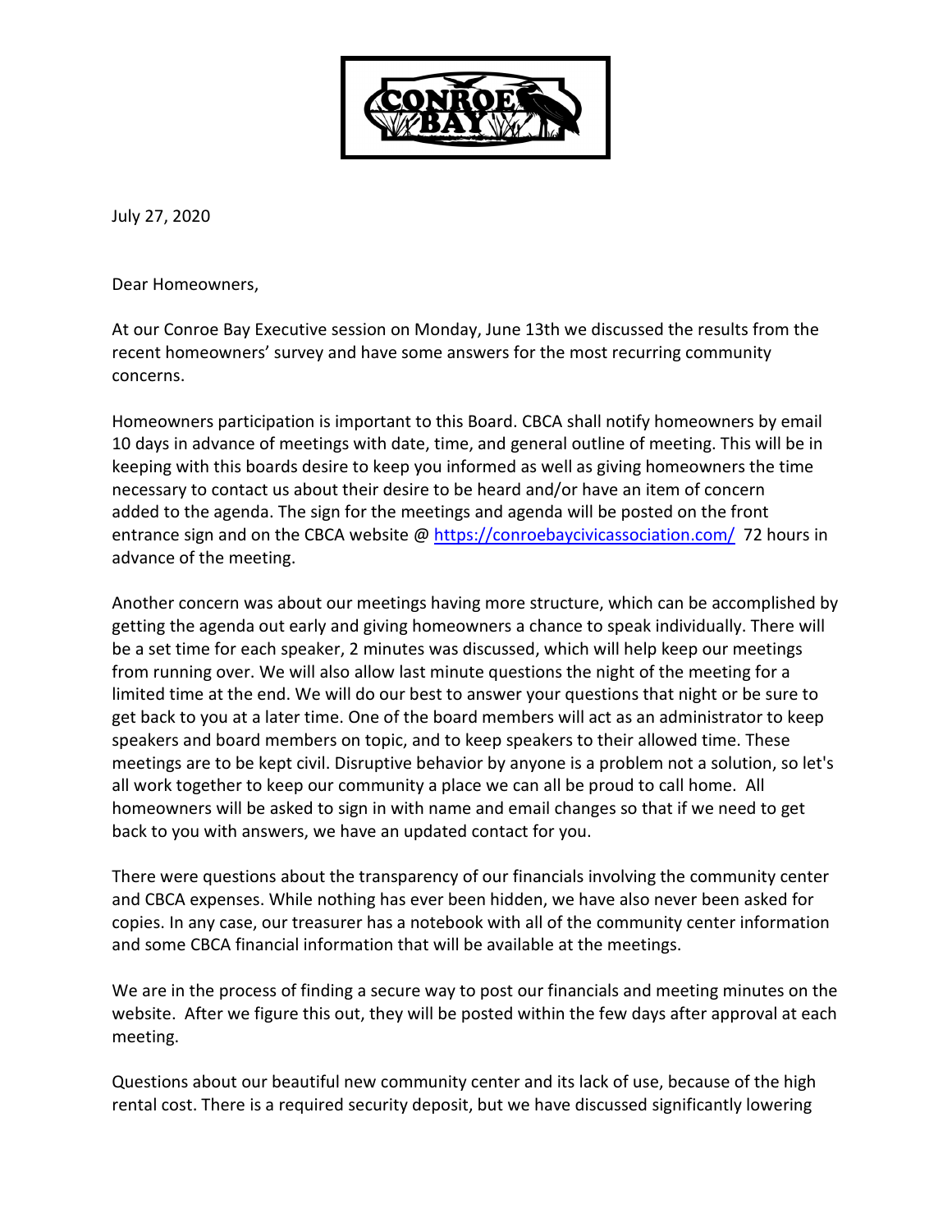July 27, 2020

Dear Homeowners,

At our Conroe Bay Executive session on Monday, June 13th we discussed the results from the recent homeowners' survey and have some answers for the most recurring community concerns.

Homeowners participation is important to this Board. CBCA shall notify homeowners by email 10 days in advance of meetings with date, time, and general outline of meeting. This will be in keeping with this boards desire to keep you informed as well as giving homeowners the time necessary to contact us about their desire to be heard and/or have an item of concern added to the agenda. The sign for the meetings and agenda will be posted on the front entrance sign and on the CBCA website @ [https://conroebaycivicassociation.com/](https://conroebaycivicassociation.com/) 72 hours in advance of the meeting.

Another concern was about our meetings having more structure, which can be accomplished by getting the agenda out early and giving homeowners a chance to speak individually. There will be a set time for each speaker, 2 minutes was discussed, which will help keep our meetings from running over. We will also allow last minute questions the night of the meeting for a limited time at the end. We will do our best to answer your questions that night or be sure to get back to you at a later time. One of the board members will act as an administrator to keep speakers and board members on topic, and to keep speakers to their allowed time. These meetings are to be kept civil. Disruptive behavior by anyone is a problem not a solution, so let's all work together to keep our community a place we can all be proud to call home. All homeowners will be asked to sign in with name and email changes so that if we need to get back to you with answers, we have an updated contact for you.

There were questions about the transparency of our financials involving the community center and CBCA expenses. While nothing has ever been hidden, we have also never been asked for copies. In any case, our treasurer has a notebook with all of the community center information and some CBCA financial information that will be available at the meetings.

We are in the process of finding a secure way to post our financials and meeting minutes on the website. After we figure this out, they will be posted within the few days after approval at each meeting.

Questions about our beautiful new community center and its lack of use, because of the high rental cost. There is a required security deposit, but we have discussed significantly lowering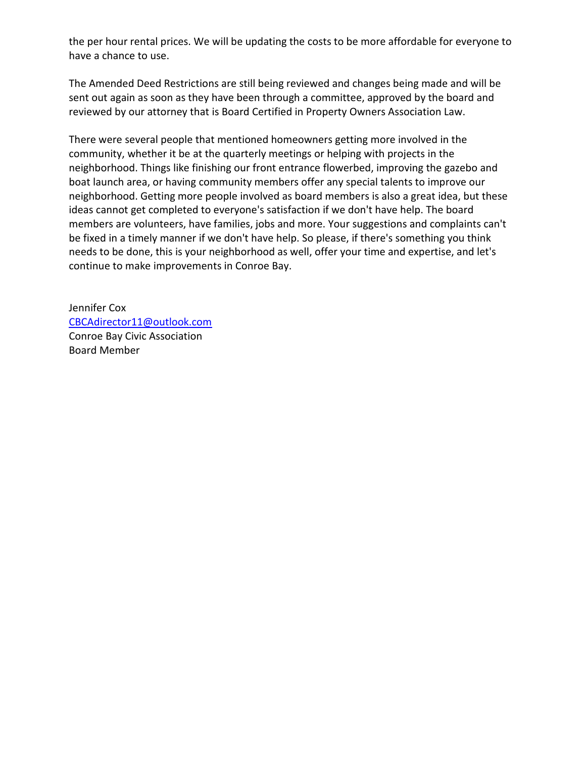the per hour rental prices. We will be updating the costs to be more affordable for everyone to have a chance to use.

The Amended Deed Restrictions are still being reviewed and changes being made and will be sent out again as soon as they have been through a committee, approved by the board and reviewed by our attorney that is Board Certified in Property Owners Association Law.

There were several people that mentioned homeowners getting more involved in the community, whether it be at the quarterly meetings or helping with projects in the neighborhood. Things like finishing our front entrance flowerbed, improving the gazebo and boat launch area, or having community members offer any special talents to improve our neighborhood. Getting more people involved as board members is also a great idea, but these ideas cannot get completed to everyone's satisfaction if we don't have help. The board members are volunteers, have families, jobs and more. Your suggestions and complaints can't be fixed in a timely manner if we don't have help. So please, if there's something you think needs to be done, this is your neighborhood as well, offer your time and expertise, and let's continue to make improvements in Conroe Bay.

Jennifer Cox  
CBCAdirector11@outlook.com  
Conroe Bay Civic Association  
Board Member